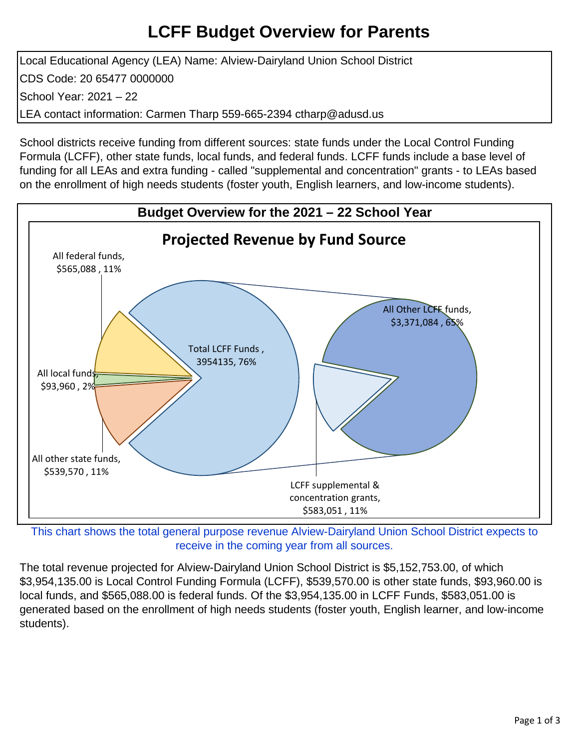# LCFF Budget Overview for Parents

Local Educational Agency (LEA) Name: Alview-Dairyland Union School District

CDS Code: 20 65477 0000000

School Year: 2021 – 22

LEA contact information: Carmen Tharp 559-665-2394 ctharp@adusd.us

School districts receive funding from different sources: state funds under the Local Control Funding Formula (LCFF), other state funds, local funds, and federal funds. LCFF funds include a base level of funding for all LEAs and extra funding - called "supplemental and concentration" grants - to LEAs based on the enrollment of high needs students (foster youth, English learners, and low-income students).

## Budget Overview for the 2021 – 22 School Year

### Projected Revenue by Fund Source

All federal funds, $565,088 , 11%

All local funds, $93,960 , 2%

All other state funds, $539,570 , 11%

Total LCFF Funds , 3954135, 76%

All Other LCFF funds, $3,371,084 , 65%

LCFF supplemental & concentration grants, $583,051 , 11%

This chart shows the total general purpose revenue Alview-Dairyland Union School District expects to receive in the coming year from all sources.

The total revenue projected for Alview-Dairyland Union School District is $5,152,753.00, of which $3,954,135.00 is Local Control Funding Formula (LCFF), $539,570.00 is other state funds, $93,960.00 is local funds, and $565,088.00 is federal funds. Of the $3,954,135.00 in LCFF Funds, $583,051.00 is generated based on the enrollment of high needs students (foster youth, English learner, and low-income students).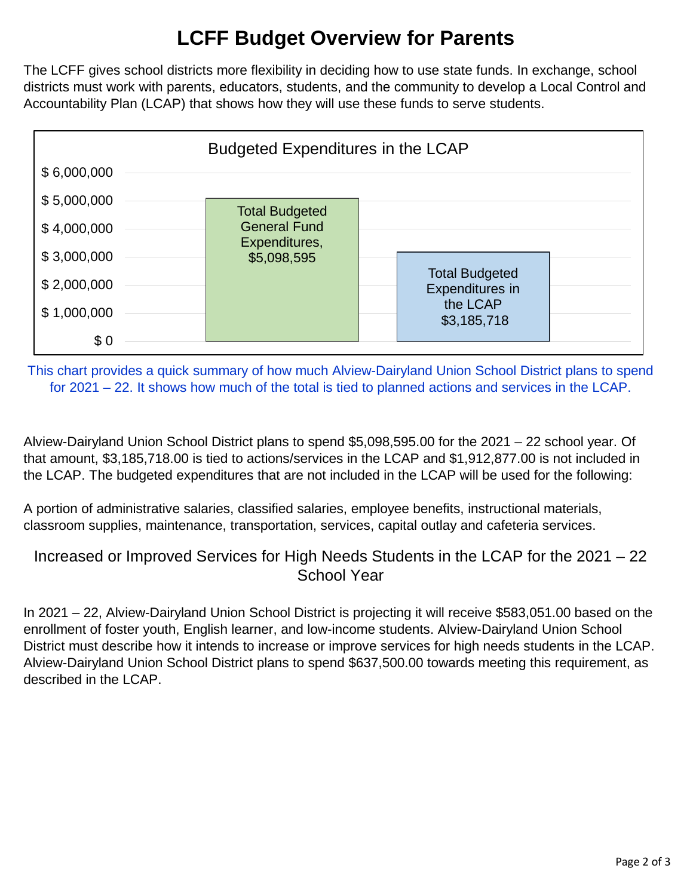# LCFF Budget Overview for Parents

The LCFF gives school districts more flexibility in deciding how to use state funds. In exchange, school districts must work with parents, educators, students, and the community to develop a Local Control and Accountability Plan (LCAP) that shows how they will use these funds to serve students.

**Budgeted Expenditures in the LCAP**

| Category | Amount |
|---|---|
| Total Budgeted General Fund Expenditures | $5,098,595 |
| Total Budgeted Expenditures in the LCAP | $3,185,718 |

This chart provides a quick summary of how much Alview-Dairyland Union School District plans to spend for 2021 – 22. It shows how much of the total is tied to planned actions and services in the LCAP.

Alview-Dairyland Union School District plans to spend $5,098,595.00 for the 2021 – 22 school year. Of that amount, $3,185,718.00 is tied to actions/services in the LCAP and $1,912,877.00 is not included in the LCAP. The budgeted expenditures that are not included in the LCAP will be used for the following:

A portion of administrative salaries, classified salaries, employee benefits, instructional materials, classroom supplies, maintenance, transportation, services, capital outlay and cafeteria services.

## Increased or Improved Services for High Needs Students in the LCAP for the 2021 – 22 School Year

In 2021 – 22, Alview-Dairyland Union School District is projecting it will receive $583,051.00 based on the enrollment of foster youth, English learner, and low-income students. Alview-Dairyland Union School District must describe how it intends to increase or improve services for high needs students in the LCAP. Alview-Dairyland Union School District plans to spend $637,500.00 towards meeting this requirement, as described in the LCAP.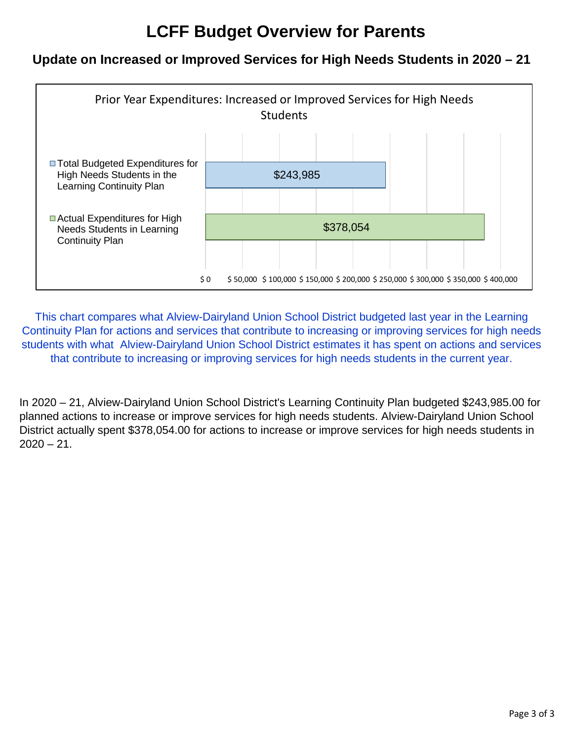# LCFF Budget Overview for Parents

## Update on Increased or Improved Services for High Needs Students in 2020 – 21

Prior Year Expenditures: Increased or Improved Services for High Needs Students

Total Budgeted Expenditures for High Needs Students in the Learning Continuity Plan

$243,985

Actual Expenditures for High Needs Students in Learning Continuity Plan

$378,054

$ 0 $ 50,000 $ 100,000 $ 150,000 $ 200,000 $ 250,000 $ 300,000 $ 350,000 $ 400,000

This chart compares what Alview-Dairyland Union School District budgeted last year in the Learning Continuity Plan for actions and services that contribute to increasing or improving services for high needs students with what Alview-Dairyland Union School District estimates it has spent on actions and services that contribute to increasing or improving services for high needs students in the current year.

In 2020 – 21, Alview-Dairyland Union School District's Learning Continuity Plan budgeted $243,985.00 for planned actions to increase or improve services for high needs students. Alview-Dairyland Union School District actually spent $378,054.00 for actions to increase or improve services for high needs students in 2020 – 21.